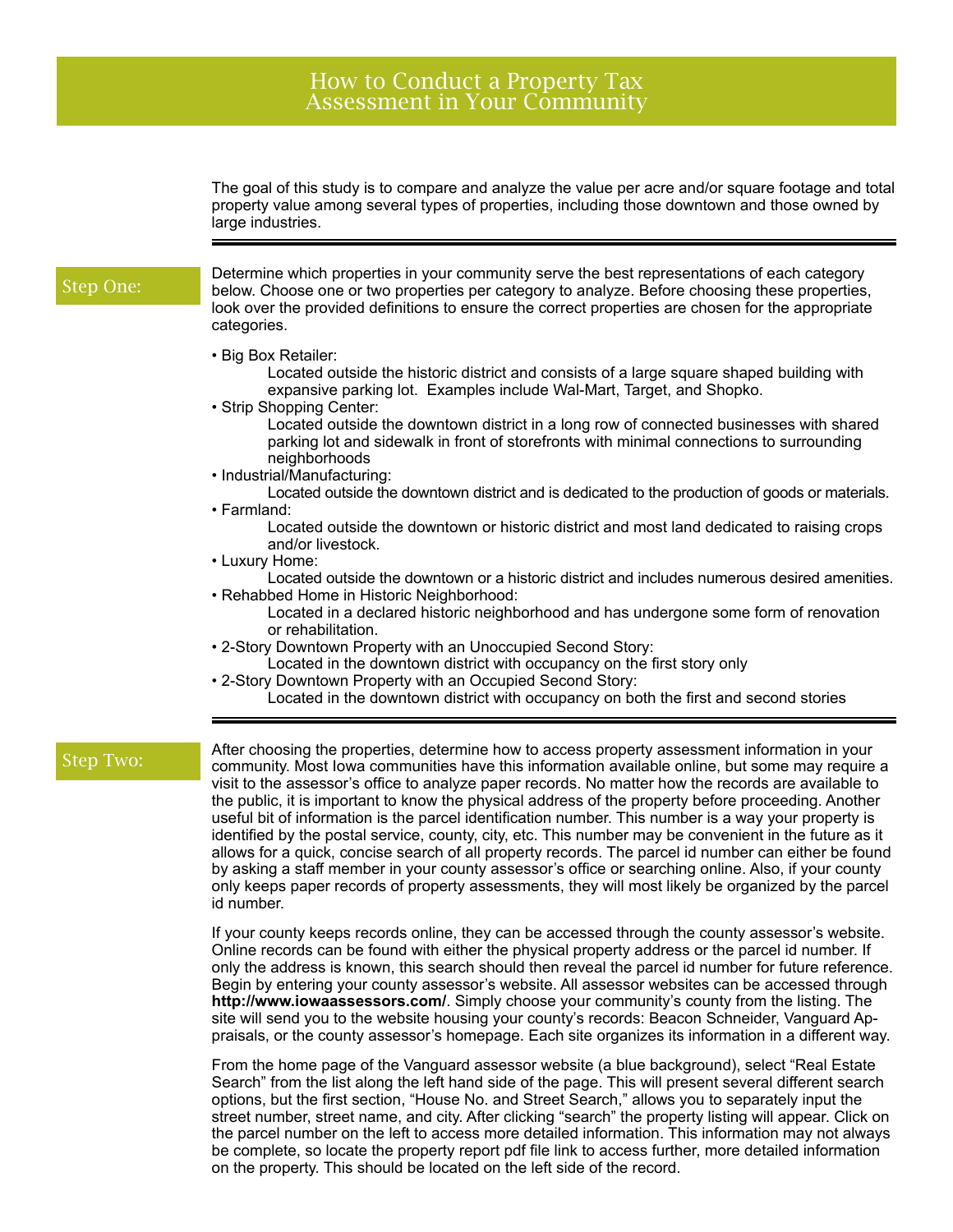# How to Conduct a Property Tax Assessment in Your Community

The goal of this study is to compare and analyze the value per acre and/or square footage and total property value among several types of properties, including those downtown and those owned by large industries.

---

## Step One:

Determine which properties in your community serve the best representations of each category below. Choose one or two properties per category to analyze. Before choosing these properties, look over the provided definitions to ensure the correct properties are chosen for the appropriate categories.

- Big Box Retailer:
  Located outside the historic district and consists of a large square shaped building with expansive parking lot. Examples include Wal-Mart, Target, and Shopko.
- Strip Shopping Center:
  Located outside the downtown district in a long row of connected businesses with shared parking lot and sidewalk in front of storefronts with minimal connections to surrounding neighborhoods
- Industrial/Manufacturing:
  Located outside the downtown district and is dedicated to the production of goods or materials.
- Farmland:
  Located outside the downtown or historic district and most land dedicated to raising crops and/or livestock.
- Luxury Home:
  Located outside the downtown or a historic district and includes numerous desired amenities.
- Rehabbed Home in Historic Neighborhood:
  Located in a declared historic neighborhood and has undergone some form of renovation or rehabilitation.
- 2-Story Downtown Property with an Unoccupied Second Story:
  Located in the downtown district with occupancy on the first story only
- 2-Story Downtown Property with an Occupied Second Story:
  Located in the downtown district with occupancy on both the first and second stories

---

## Step Two:

After choosing the properties, determine how to access property assessment information in your community. Most Iowa communities have this information available online, but some may require a visit to the assessor's office to analyze paper records. No matter how the records are available to the public, it is important to know the physical address of the property before proceeding. Another useful bit of information is the parcel identification number. This number is a way your property is identified by the postal service, county, city, etc. This number may be convenient in the future as it allows for a quick, concise search of all property records. The parcel id number can either be found by asking a staff member in your county assessor's office or searching online. Also, if your county only keeps paper records of property assessments, they will most likely be organized by the parcel id number.

If your county keeps records online, they can be accessed through the county assessor's website. Online records can be found with either the physical property address or the parcel id number. If only the address is known, this search should then reveal the parcel id number for future reference. Begin by entering your county assessor's website. All assessor websites can be accessed through **http://www.iowaassessors.com/**. Simply choose your community's county from the listing. The site will send you to the website housing your county's records: Beacon Schneider, Vanguard Appraisals, or the county assessor's homepage. Each site organizes its information in a different way.

From the home page of the Vanguard assessor website (a blue background), select "Real Estate Search" from the list along the left hand side of the page. This will present several different search options, but the first section, "House No. and Street Search," allows you to separately input the street number, street name, and city. After clicking "search" the property listing will appear. Click on the parcel number on the left to access more detailed information. This information may not always be complete, so locate the property report pdf file link to access further, more detailed information on the property. This should be located on the left side of the record.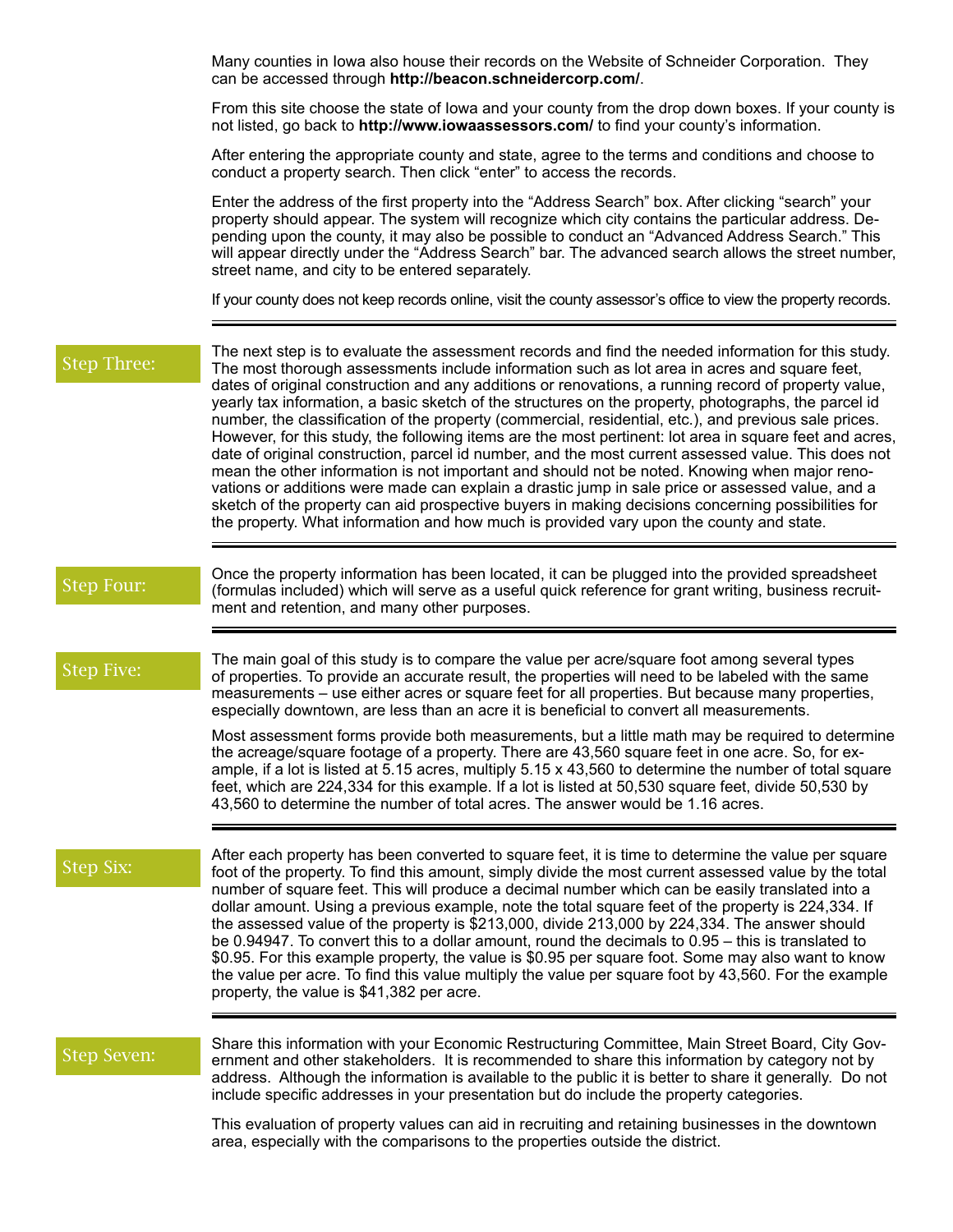Many counties in Iowa also house their records on the Website of Schneider Corporation. They can be accessed through **http://beacon.schneidercorp.com/**.

From this site choose the state of Iowa and your county from the drop down boxes. If your county is not listed, go back to **http://www.iowaassessors.com/** to find your county's information.

After entering the appropriate county and state, agree to the terms and conditions and choose to conduct a property search. Then click "enter" to access the records.

Enter the address of the first property into the "Address Search" box. After clicking "search" your property should appear. The system will recognize which city contains the particular address. Depending upon the county, it may also be possible to conduct an "Advanced Address Search." This will appear directly under the "Address Search" bar. The advanced search allows the street number, street name, and city to be entered separately.

If your county does not keep records online, visit the county assessor's office to view the property records.

---

## Step Three:

The next step is to evaluate the assessment records and find the needed information for this study. The most thorough assessments include information such as lot area in acres and square feet, dates of original construction and any additions or renovations, a running record of property value, yearly tax information, a basic sketch of the structures on the property, photographs, the parcel id number, the classification of the property (commercial, residential, etc.), and previous sale prices. However, for this study, the following items are the most pertinent: lot area in square feet and acres, date of original construction, parcel id number, and the most current assessed value. This does not mean the other information is not important and should not be noted. Knowing when major renovations or additions were made can explain a drastic jump in sale price or assessed value, and a sketch of the property can aid prospective buyers in making decisions concerning possibilities for the property. What information and how much is provided vary upon the county and state.

---

## Step Four:

Once the property information has been located, it can be plugged into the provided spreadsheet (formulas included) which will serve as a useful quick reference for grant writing, business recruitment and retention, and many other purposes.

---

## Step Five:

The main goal of this study is to compare the value per acre/square foot among several types of properties. To provide an accurate result, the properties will need to be labeled with the same measurements – use either acres or square feet for all properties. But because many properties, especially downtown, are less than an acre it is beneficial to convert all measurements.

Most assessment forms provide both measurements, but a little math may be required to determine the acreage/square footage of a property. There are 43,560 square feet in one acre. So, for example, if a lot is listed at 5.15 acres, multiply 5.15 x 43,560 to determine the number of total square feet, which are 224,334 for this example. If a lot is listed at 50,530 square feet, divide 50,530 by 43,560 to determine the number of total acres. The answer would be 1.16 acres.

---

## Step Six:

After each property has been converted to square feet, it is time to determine the value per square foot of the property. To find this amount, simply divide the most current assessed value by the total number of square feet. This will produce a decimal number which can be easily translated into a dollar amount. Using a previous example, note the total square feet of the property is 224,334. If the assessed value of the property is $213,000, divide 213,000 by 224,334. The answer should be 0.94947. To convert this to a dollar amount, round the decimals to 0.95 – this is translated to $0.95. For this example property, the value is $0.95 per square foot. Some may also want to know the value per acre. To find this value multiply the value per square foot by 43,560. For the example property, the value is $41,382 per acre.

---

## Step Seven:

Share this information with your Economic Restructuring Committee, Main Street Board, City Government and other stakeholders. It is recommended to share this information by category not by address. Although the information is available to the public it is better to share it generally. Do not include specific addresses in your presentation but do include the property categories.

This evaluation of property values can aid in recruiting and retaining businesses in the downtown area, especially with the comparisons to the properties outside the district.